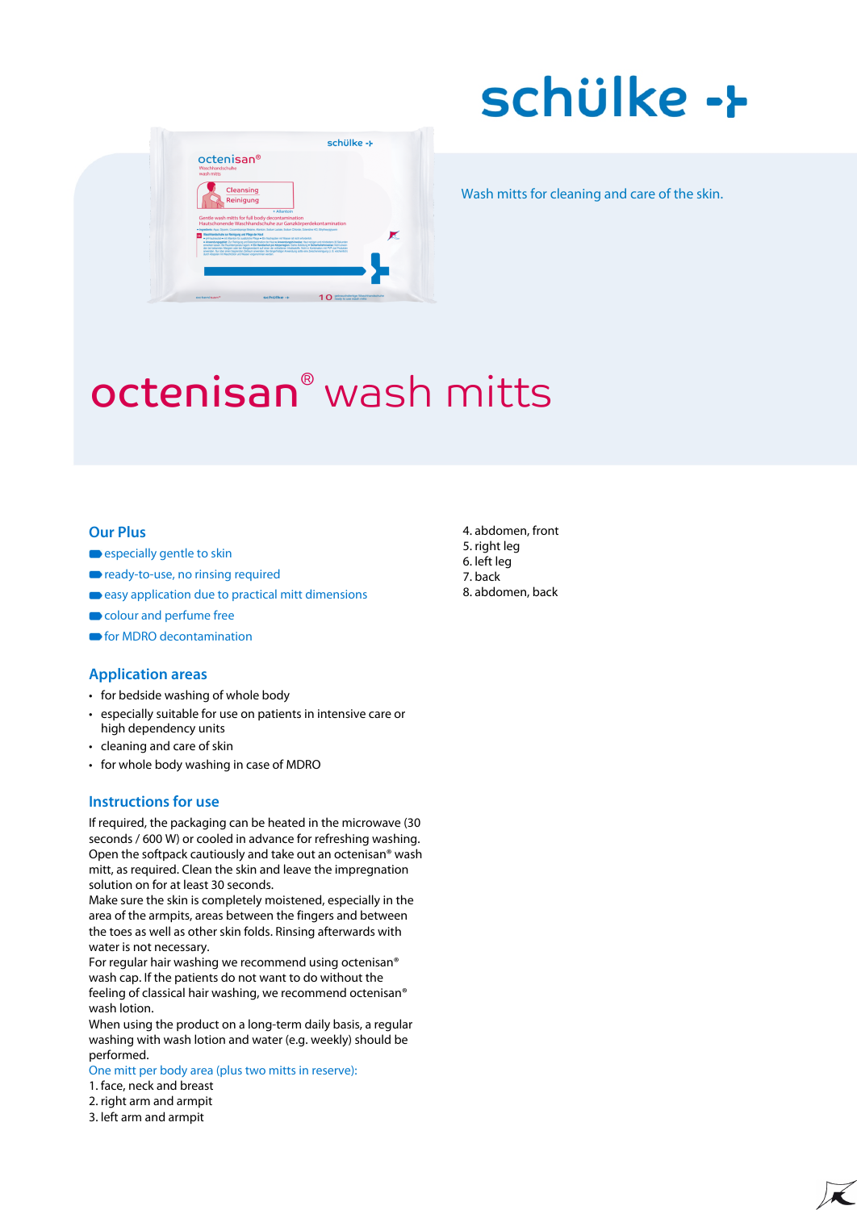schülke

Wash mitts for cleaning and care of the skin.

# octenisan® wash mitts

## Our Plus

- especially gentle to skin
- ready-to-use, no rinsing required
- easy application due to practical mitt dimensions
- colour and perfume free
- for MDRO decontamination

## Application areas

- for bedside washing of whole body
- especially suitable for use on patients in intensive care or high dependency units
- cleaning and care of skin
- for whole body washing in case of MDRO

## Instructions for use

If required, the packaging can be heated in the microwave (30 seconds / 600 W) or cooled in advance for refreshing washing. Open the softpack cautiously and take out an octenisan® wash mitt, as required. Clean the skin and leave the impregnation solution on for at least 30 seconds.
Make sure the skin is completely moistened, especially in the area of the armpits, areas between the fingers and between the toes as well as other skin folds. Rinsing afterwards with water is not necessary.
For regular hair washing we recommend using octenisan® wash cap. If the patients do not want to do without the feeling of classical hair washing, we recommend octenisan® wash lotion.
When using the product on a long-term daily basis, a regular washing with wash lotion and water (e.g. weekly) should be performed.

One mitt per body area (plus two mitts in reserve):

1. face, neck and breast
2. right arm and armpit
3. left arm and armpit
4. abdomen, front
5. right leg
6. left leg
7. back
8. abdomen, back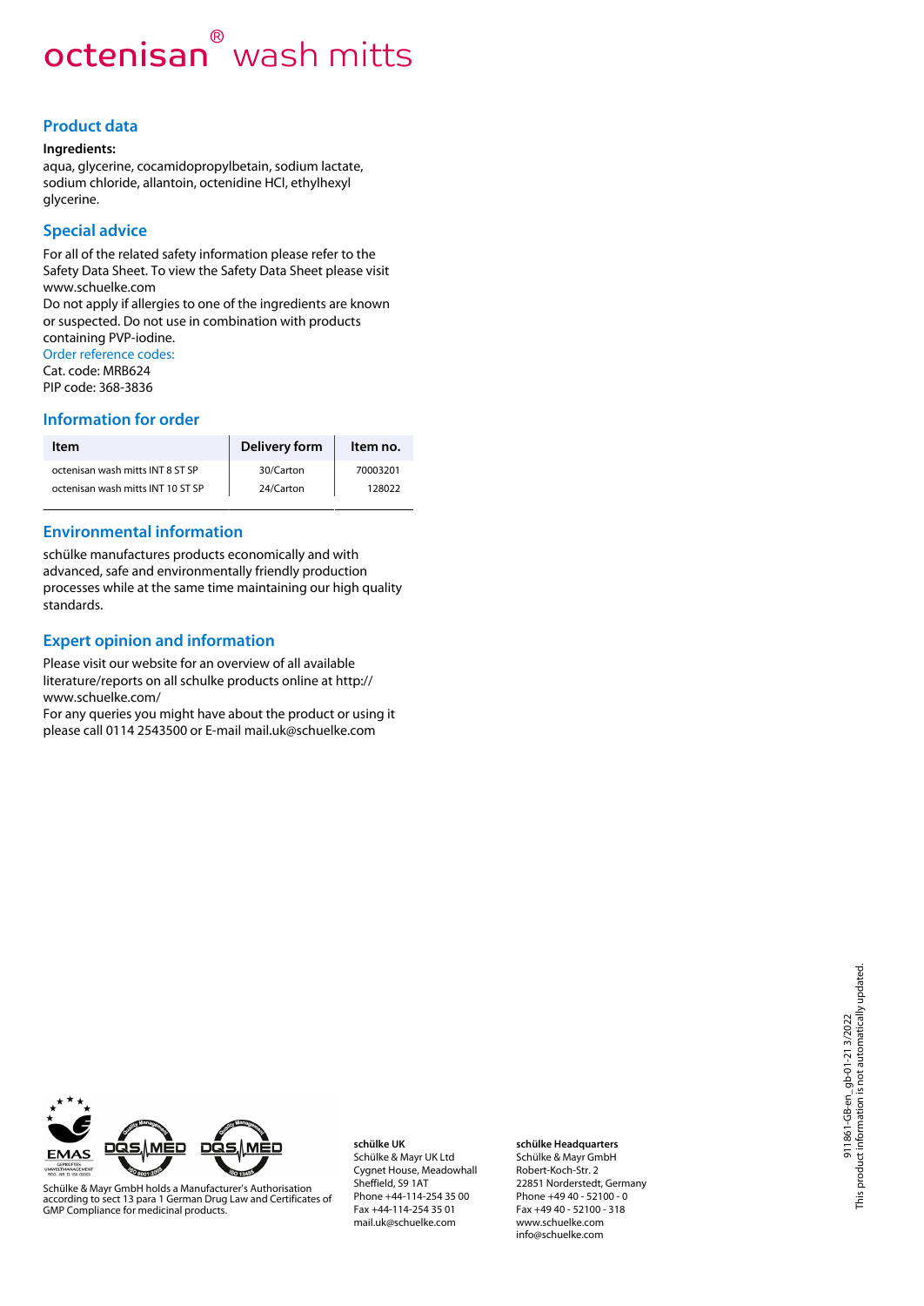# octenisan® wash mitts

## Product data

**Ingredients:**
aqua, glycerine, cocamidopropylbetain, sodium lactate, sodium chloride, allantoin, octenidine HCl, ethylhexyl glycerine.

## Special advice

For all of the related safety information please refer to the Safety Data Sheet. To view the Safety Data Sheet please visit www.schuelke.com
Do not apply if allergies to one of the ingredients are known or suspected. Do not use in combination with products containing PVP-iodine.
Order reference codes:
Cat. code: MRB624
PIP code: 368-3836

## Information for order

| Item | Delivery form | Item no. |
|---|---|---|
| octenisan wash mitts INT 8 ST SP | 30/Carton | 70003201 |
| octenisan wash mitts INT 10 ST SP | 24/Carton | 128022 |

## Environmental information

schülke manufactures products economically and with advanced, safe and environmentally friendly production processes while at the same time maintaining our high quality standards.

## Expert opinion and information

Please visit our website for an overview of all available literature/reports on all schulke products online at http://www.schuelke.com/
For any queries you might have about the product or using it please call 0114 2543500 or E-mail mail.uk@schuelke.com

Schülke & Mayr GmbH holds a Manufacturer's Authorisation according to sect 13 para 1 German Drug Law and Certificates of GMP Compliance for medicinal products.

**schülke UK**
Schülke & Mayr UK Ltd
Cygnet House, Meadowhall
Sheffield, S9 1AT
Phone +44-114-254 35 00
Fax +44-114-254 35 01
mail.uk@schuelke.com

**schülke Headquarters**
Schülke & Mayr GmbH
Robert-Koch-Str. 2
22851 Norderstedt, Germany
Phone +49 40 - 52100 - 0
Fax +49 40 - 52100 - 318
www.schuelke.com
info@schuelke.com

911861-GB-en_gb-01-21 3/2022
This product information is not automatically updated.